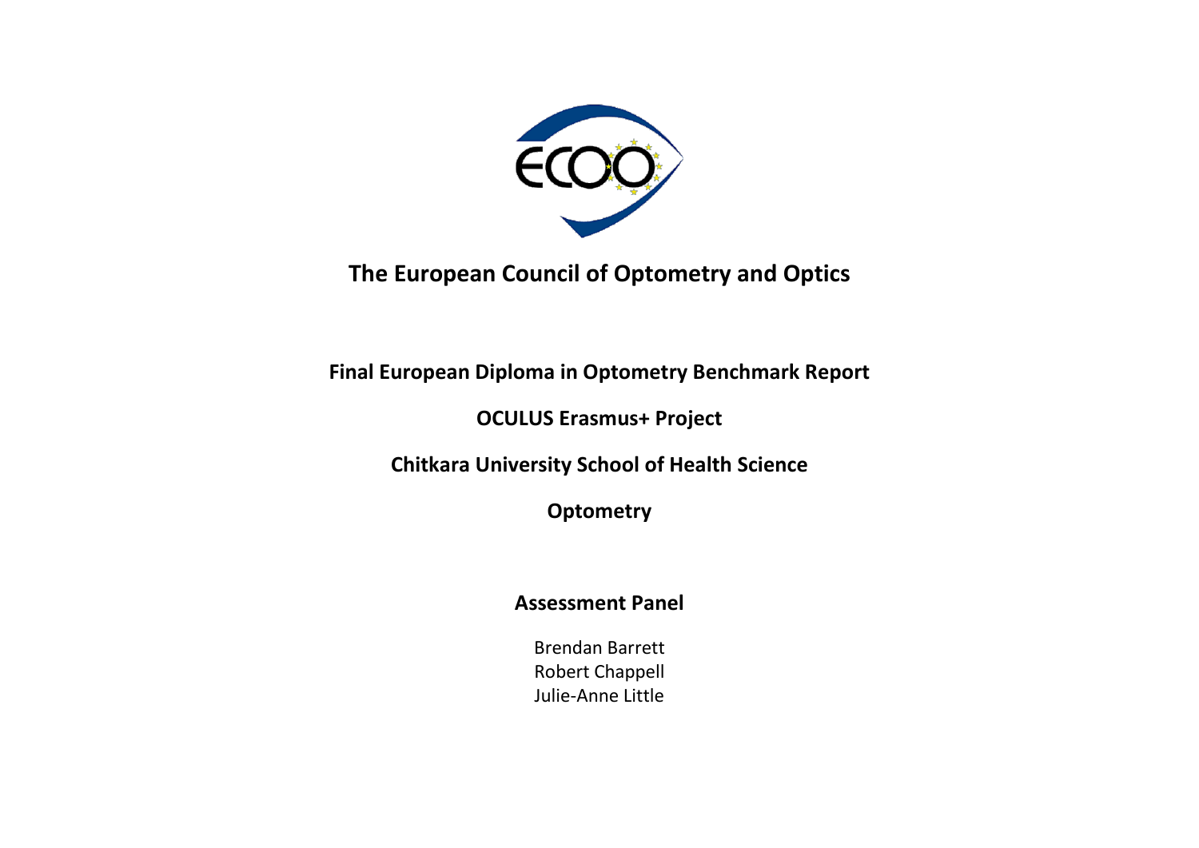# The European Council of Optometry and Optics

**Final European Diploma in Optometry Benchmark Report**

**OCULUS Erasmus+ Project**

**Chitkara University School of Health Science**

**Optometry**

## Assessment Panel

Brendan Barrett
Robert Chappell
Julie-Anne Little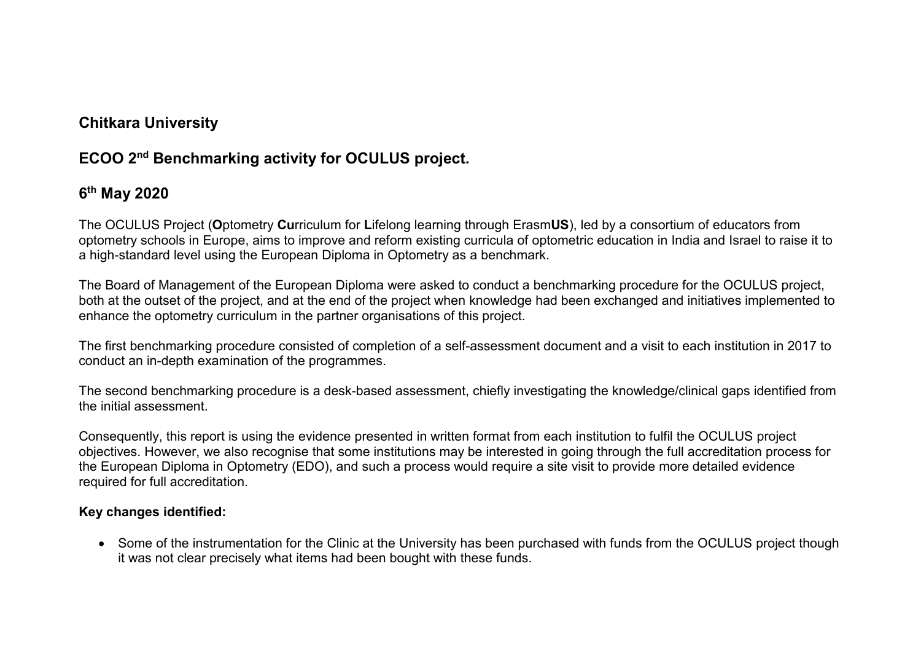## Chitkara University

## ECOO 2nd Benchmarking activity for OCULUS project.

## 6th May 2020

The OCULUS Project (**O**ptometry **Cu**rriculum for **L**ifelong learning through Erasm**US**), led by a consortium of educators from optometry schools in Europe, aims to improve and reform existing curricula of optometric education in India and Israel to raise it to a high-standard level using the European Diploma in Optometry as a benchmark.

The Board of Management of the European Diploma were asked to conduct a benchmarking procedure for the OCULUS project, both at the outset of the project, and at the end of the project when knowledge had been exchanged and initiatives implemented to enhance the optometry curriculum in the partner organisations of this project.

The first benchmarking procedure consisted of completion of a self-assessment document and a visit to each institution in 2017 to conduct an in-depth examination of the programmes.

The second benchmarking procedure is a desk-based assessment, chiefly investigating the knowledge/clinical gaps identified from the initial assessment.

Consequently, this report is using the evidence presented in written format from each institution to fulfil the OCULUS project objectives. However, we also recognise that some institutions may be interested in going through the full accreditation process for the European Diploma in Optometry (EDO), and such a process would require a site visit to provide more detailed evidence required for full accreditation.

**Key changes identified:**

- Some of the instrumentation for the Clinic at the University has been purchased with funds from the OCULUS project though it was not clear precisely what items had been bought with these funds.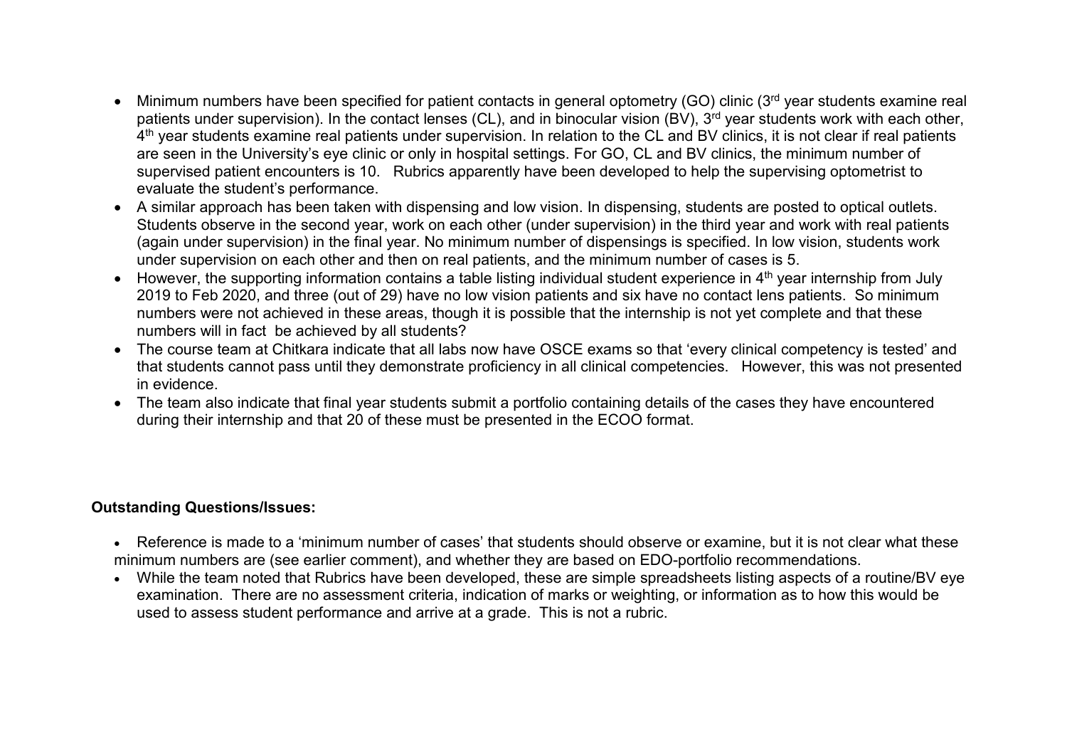- Minimum numbers have been specified for patient contacts in general optometry (GO) clinic (3rd year students examine real patients under supervision). In the contact lenses (CL), and in binocular vision (BV), 3rd year students work with each other, 4th year students examine real patients under supervision. In relation to the CL and BV clinics, it is not clear if real patients are seen in the University's eye clinic or only in hospital settings. For GO, CL and BV clinics, the minimum number of supervised patient encounters is 10. Rubrics apparently have been developed to help the supervising optometrist to evaluate the student's performance.
- A similar approach has been taken with dispensing and low vision. In dispensing, students are posted to optical outlets. Students observe in the second year, work on each other (under supervision) in the third year and work with real patients (again under supervision) in the final year. No minimum number of dispensings is specified. In low vision, students work under supervision on each other and then on real patients, and the minimum number of cases is 5.
- However, the supporting information contains a table listing individual student experience in 4th year internship from July 2019 to Feb 2020, and three (out of 29) have no low vision patients and six have no contact lens patients. So minimum numbers were not achieved in these areas, though it is possible that the internship is not yet complete and that these numbers will in fact be achieved by all students?
- The course team at Chitkara indicate that all labs now have OSCE exams so that 'every clinical competency is tested' and that students cannot pass until they demonstrate proficiency in all clinical competencies. However, this was not presented in evidence.
- The team also indicate that final year students submit a portfolio containing details of the cases they have encountered during their internship and that 20 of these must be presented in the ECOO format.

**Outstanding Questions/Issues:**

- Reference is made to a 'minimum number of cases' that students should observe or examine, but it is not clear what these minimum numbers are (see earlier comment), and whether they are based on EDO-portfolio recommendations.
- While the team noted that Rubrics have been developed, these are simple spreadsheets listing aspects of a routine/BV eye examination. There are no assessment criteria, indication of marks or weighting, or information as to how this would be used to assess student performance and arrive at a grade. This is not a rubric.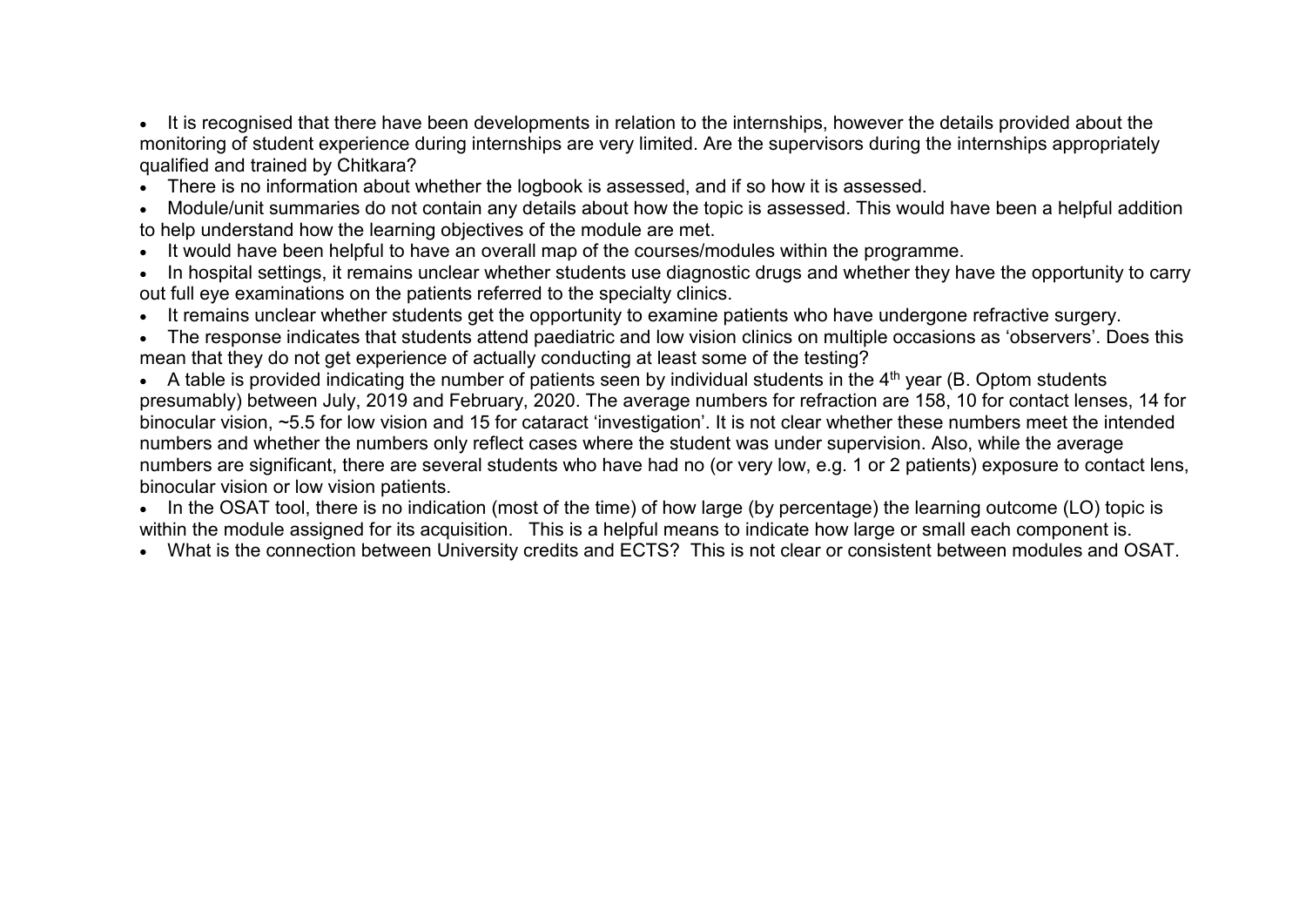- It is recognised that there have been developments in relation to the internships, however the details provided about the monitoring of student experience during internships are very limited. Are the supervisors during the internships appropriately qualified and trained by Chitkara?
- There is no information about whether the logbook is assessed, and if so how it is assessed.
- Module/unit summaries do not contain any details about how the topic is assessed. This would have been a helpful addition to help understand how the learning objectives of the module are met.
- It would have been helpful to have an overall map of the courses/modules within the programme.
- In hospital settings, it remains unclear whether students use diagnostic drugs and whether they have the opportunity to carry out full eye examinations on the patients referred to the specialty clinics.
- It remains unclear whether students get the opportunity to examine patients who have undergone refractive surgery.
- The response indicates that students attend paediatric and low vision clinics on multiple occasions as 'observers'. Does this mean that they do not get experience of actually conducting at least some of the testing?
- A table is provided indicating the number of patients seen by individual students in the 4th year (B. Optom students presumably) between July, 2019 and February, 2020. The average numbers for refraction are 158, 10 for contact lenses, 14 for binocular vision, ~5.5 for low vision and 15 for cataract 'investigation'. It is not clear whether these numbers meet the intended numbers and whether the numbers only reflect cases where the student was under supervision. Also, while the average numbers are significant, there are several students who have had no (or very low, e.g. 1 or 2 patients) exposure to contact lens, binocular vision or low vision patients.
- In the OSAT tool, there is no indication (most of the time) of how large (by percentage) the learning outcome (LO) topic is within the module assigned for its acquisition. This is a helpful means to indicate how large or small each component is.
- What is the connection between University credits and ECTS? This is not clear or consistent between modules and OSAT.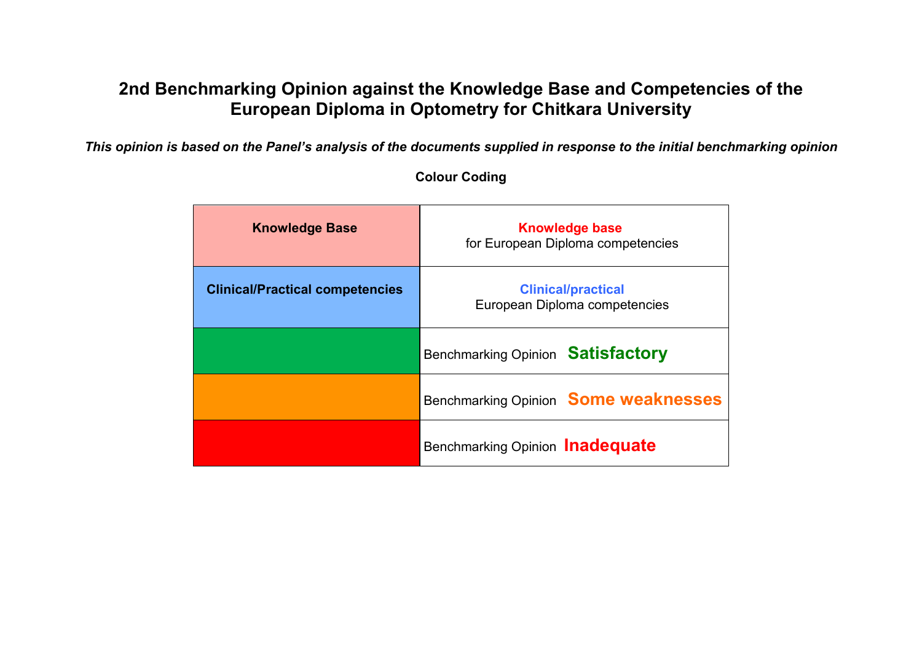# 2nd Benchmarking Opinion against the Knowledge Base and Competencies of the European Diploma in Optometry for Chitkara University

***This opinion is based on the Panel's analysis of the documents supplied in response to the initial benchmarking opinion***

**Colour Coding**

| | |
|---|---|
| **Knowledge Base** | **Knowledge base** for European Diploma competencies |
| **Clinical/Practical competencies** | **Clinical/practical** European Diploma competencies |
| | Benchmarking Opinion **Satisfactory** |
| | Benchmarking Opinion **Some weaknesses** |
| | Benchmarking Opinion **Inadequate** |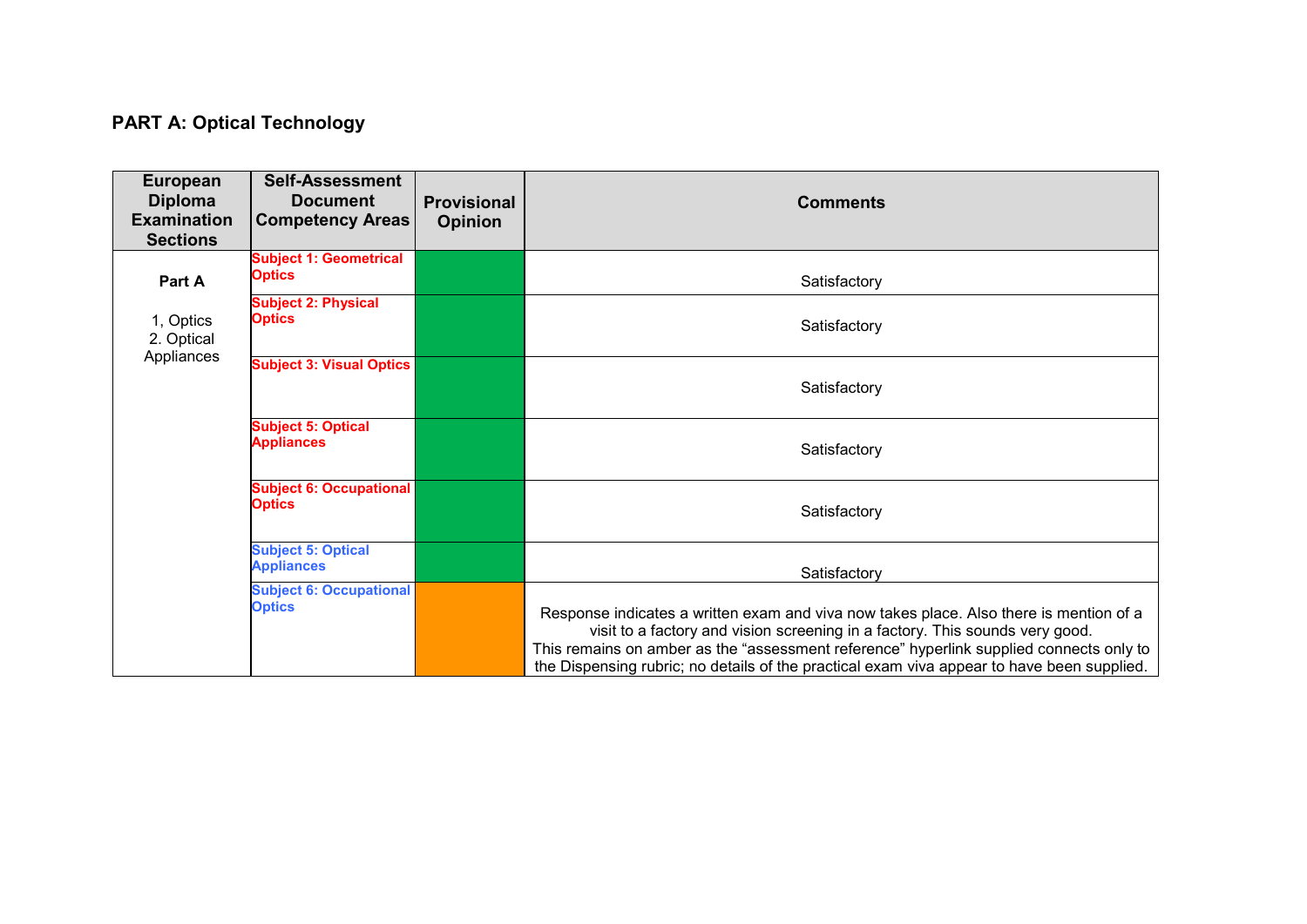## PART A: Optical Technology

| European Diploma Examination Sections | Self-Assessment Document Competency Areas | Provisional Opinion | Comments |
|---|---|---|---|
| **Part A**<br><br>1, Optics<br>2. Optical Appliances | **Subject 1: Geometrical Optics** | | Satisfactory |
| | **Subject 2: Physical Optics** | | Satisfactory |
| | **Subject 3: Visual Optics** | | Satisfactory |
| | **Subject 5: Optical Appliances** | | Satisfactory |
| | **Subject 6: Occupational Optics** | | Satisfactory |
| | **Subject 5: Optical Appliances** | | Satisfactory |
| | **Subject 6: Occupational Optics** | | Response indicates a written exam and viva now takes place. Also there is mention of a visit to a factory and vision screening in a factory. This sounds very good.<br>This remains on amber as the "assessment reference" hyperlink supplied connects only to the Dispensing rubric; no details of the practical exam viva appear to have been supplied. |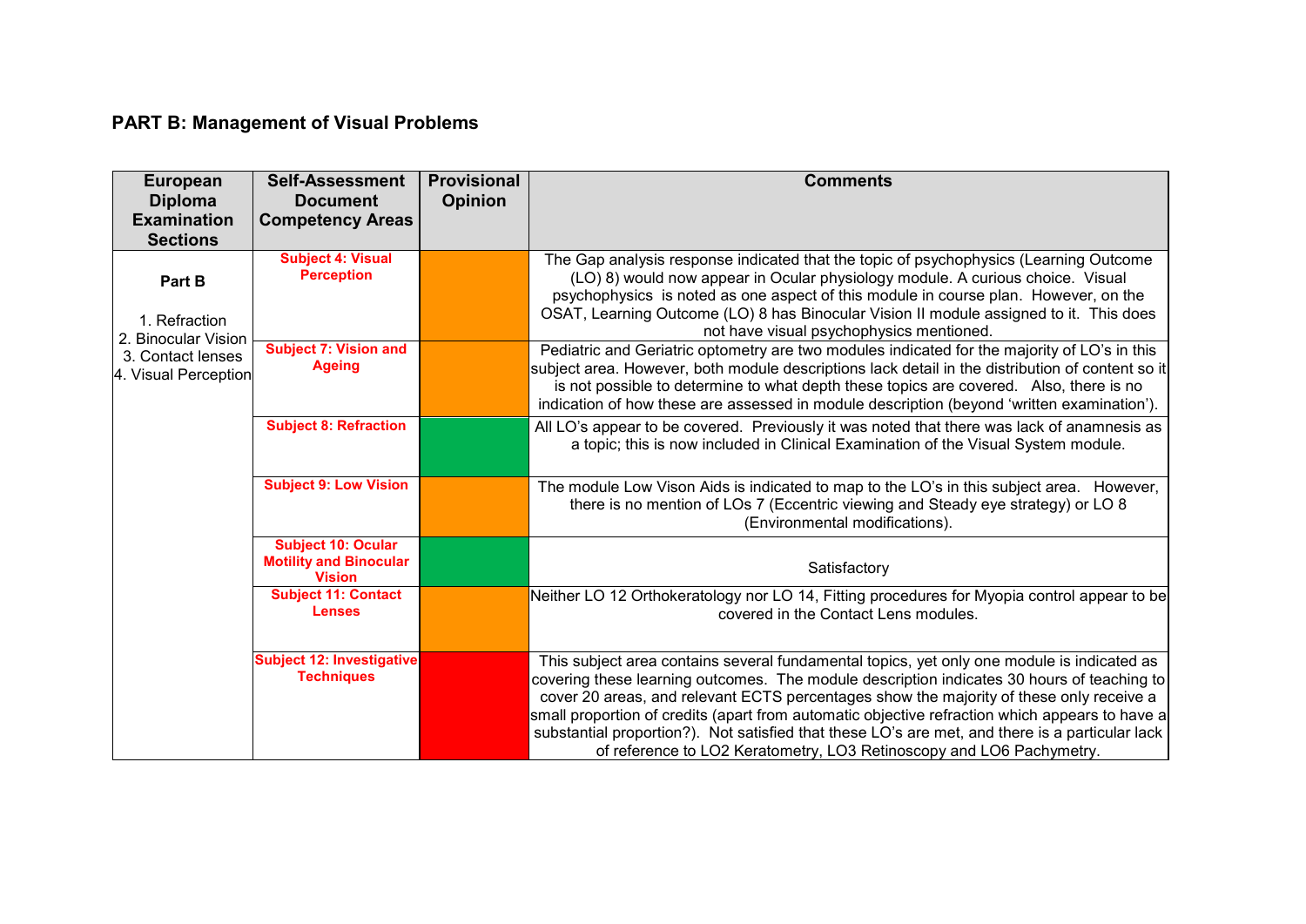## PART B: Management of Visual Problems

| European Diploma Examination Sections | Self-Assessment Document Competency Areas | Provisional Opinion | Comments |
|---|---|---|---|
| **Part B**<br>1. Refraction<br>2. Binocular Vision<br>3. Contact lenses<br>4. Visual Perception | **Subject 4: Visual Perception** | | The Gap analysis response indicated that the topic of psychophysics (Learning Outcome (LO) 8) would now appear in Ocular physiology module. A curious choice. Visual psychophysics is noted as one aspect of this module in course plan. However, on the OSAT, Learning Outcome (LO) 8 has Binocular Vision II module assigned to it. This does not have visual psychophysics mentioned. |
| | **Subject 7: Vision and Ageing** | | Pediatric and Geriatric optometry are two modules indicated for the majority of LO's in this subject area. However, both module descriptions lack detail in the distribution of content so it is not possible to determine to what depth these topics are covered. Also, there is no indication of how these are assessed in module description (beyond 'written examination'). |
| | **Subject 8: Refraction** | | All LO's appear to be covered. Previously it was noted that there was lack of anamnesis as a topic; this is now included in Clinical Examination of the Visual System module. |
| | **Subject 9: Low Vision** | | The module Low Vison Aids is indicated to map to the LO's in this subject area. However, there is no mention of LOs 7 (Eccentric viewing and Steady eye strategy) or LO 8 (Environmental modifications). |
| | **Subject 10: Ocular Motility and Binocular Vision** | | Satisfactory |
| | **Subject 11: Contact Lenses** | | Neither LO 12 Orthokeratology nor LO 14, Fitting procedures for Myopia control appear to be covered in the Contact Lens modules. |
| | **Subject 12: Investigative Techniques** | | This subject area contains several fundamental topics, yet only one module is indicated as covering these learning outcomes. The module description indicates 30 hours of teaching to cover 20 areas, and relevant ECTS percentages show the majority of these only receive a small proportion of credits (apart from automatic objective refraction which appears to have a substantial proportion?). Not satisfied that these LO's are met, and there is a particular lack of reference to LO2 Keratometry, LO3 Retinoscopy and LO6 Pachymetry. |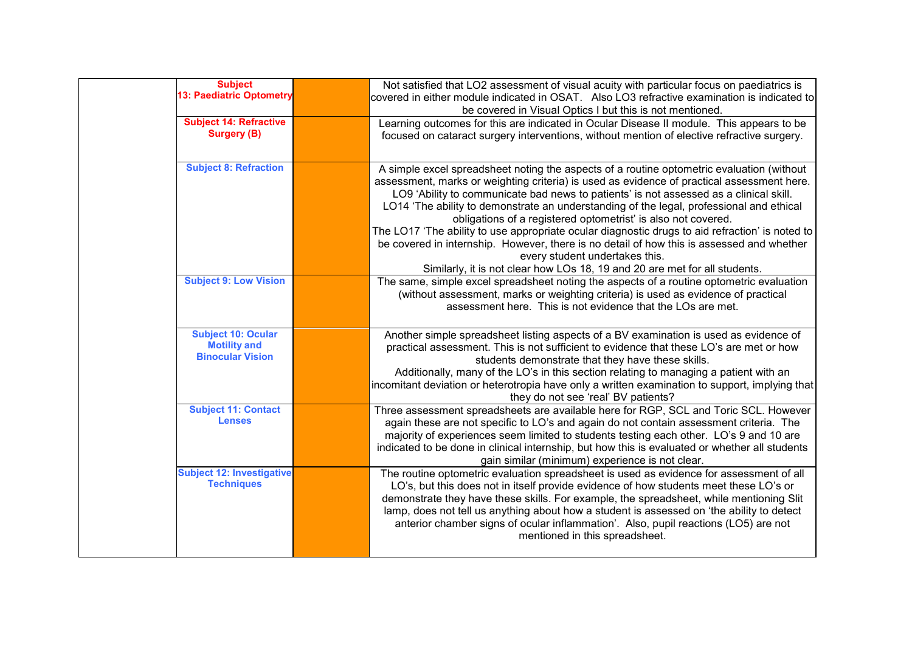| | | | |
|---|---|---|---|
| | **Subject 13: Paediatric Optometry** | | Not satisfied that LO2 assessment of visual acuity with particular focus on paediatrics is covered in either module indicated in OSAT. Also LO3 refractive examination is indicated to be covered in Visual Optics I but this is not mentioned. |
| | **Subject 14: Refractive Surgery (B)** | | Learning outcomes for this are indicated in Ocular Disease II module. This appears to be focused on cataract surgery interventions, without mention of elective refractive surgery. |
| | **Subject 8: Refraction** | | A simple excel spreadsheet noting the aspects of a routine optometric evaluation (without assessment, marks or weighting criteria) is used as evidence of practical assessment here. LO9 'Ability to communicate bad news to patients' is not assessed as a clinical skill. LO14 'The ability to demonstrate an understanding of the legal, professional and ethical obligations of a registered optometrist' is also not covered. The LO17 'The ability to use appropriate ocular diagnostic drugs to aid refraction' is noted to be covered in internship. However, there is no detail of how this is assessed and whether every student undertakes this. Similarly, it is not clear how LOs 18, 19 and 20 are met for all students. |
| | **Subject 9: Low Vision** | | The same, simple excel spreadsheet noting the aspects of a routine optometric evaluation (without assessment, marks or weighting criteria) is used as evidence of practical assessment here. This is not evidence that the LOs are met. |
| | **Subject 10: Ocular Motility and Binocular Vision** | | Another simple spreadsheet listing aspects of a BV examination is used as evidence of practical assessment. This is not sufficient to evidence that these LO's are met or how students demonstrate that they have these skills. Additionally, many of the LO's in this section relating to managing a patient with an incomitant deviation or heterotropia have only a written examination to support, implying that they do not see 'real' BV patients? |
| | **Subject 11: Contact Lenses** | | Three assessment spreadsheets are available here for RGP, SCL and Toric SCL. However again these are not specific to LO's and again do not contain assessment criteria. The majority of experiences seem limited to students testing each other. LO's 9 and 10 are indicated to be done in clinical internship, but how this is evaluated or whether all students gain similar (minimum) experience is not clear. |
| | **Subject 12: Investigative Techniques** | | The routine optometric evaluation spreadsheet is used as evidence for assessment of all LO's, but this does not in itself provide evidence of how students meet these LO's or demonstrate they have these skills. For example, the spreadsheet, while mentioning Slit lamp, does not tell us anything about how a student is assessed on 'the ability to detect anterior chamber signs of ocular inflammation'. Also, pupil reactions (LO5) are not mentioned in this spreadsheet. |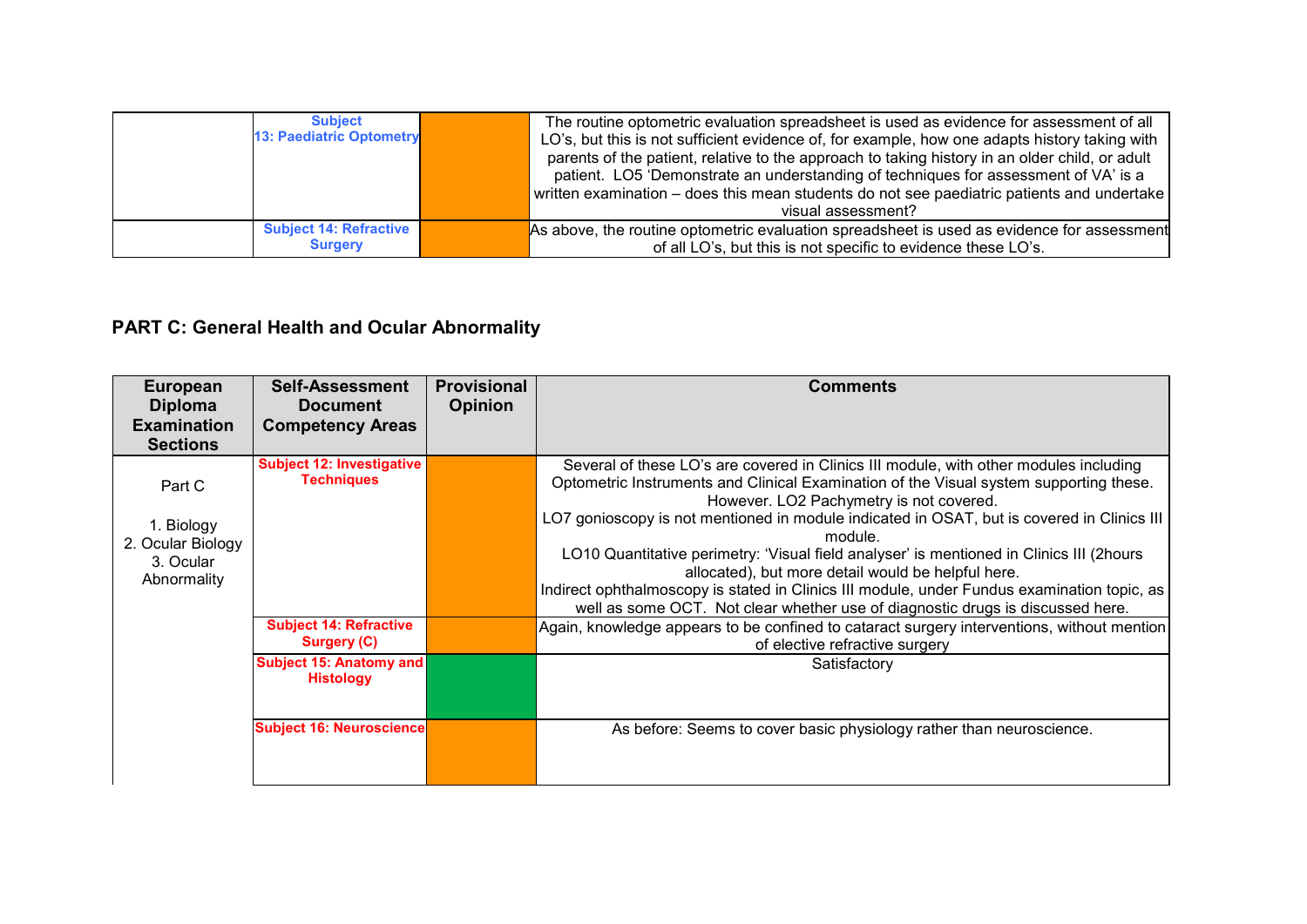| | | | |
|---|---|---|---|
| | Subject 13: Paediatric Optometry | | The routine optometric evaluation spreadsheet is used as evidence for assessment of all LO's, but this is not sufficient evidence of, for example, how one adapts history taking with parents of the patient, relative to the approach to taking history in an older child, or adult patient. LO5 'Demonstrate an understanding of techniques for assessment of VA' is a written examination – does this mean students do not see paediatric patients and undertake visual assessment? |
| | Subject 14: Refractive Surgery | | As above, the routine optometric evaluation spreadsheet is used as evidence for assessment of all LO's, but this is not specific to evidence these LO's. |

## PART C: General Health and Ocular Abnormality

| European Diploma Examination Sections | Self-Assessment Document Competency Areas | Provisional Opinion | Comments |
|---|---|---|---|
| Part C<br><br>1. Biology<br>2. Ocular Biology<br>3. Ocular Abnormality | Subject 12: Investigative Techniques | | Several of these LO's are covered in Clinics III module, with other modules including Optometric Instruments and Clinical Examination of the Visual system supporting these. However. LO2 Pachymetry is not covered.<br>LO7 gonioscopy is not mentioned in module indicated in OSAT, but is covered in Clinics III module.<br>LO10 Quantitative perimetry: 'Visual field analyser' is mentioned in Clinics III (2hours allocated), but more detail would be helpful here.<br>Indirect ophthalmoscopy is stated in Clinics III module, under Fundus examination topic, as well as some OCT. Not clear whether use of diagnostic drugs is discussed here. |
| | Subject 14: Refractive Surgery (C) | | Again, knowledge appears to be confined to cataract surgery interventions, without mention of elective refractive surgery |
| | Subject 15: Anatomy and Histology | | Satisfactory |
| | Subject 16: Neuroscience | | As before: Seems to cover basic physiology rather than neuroscience. |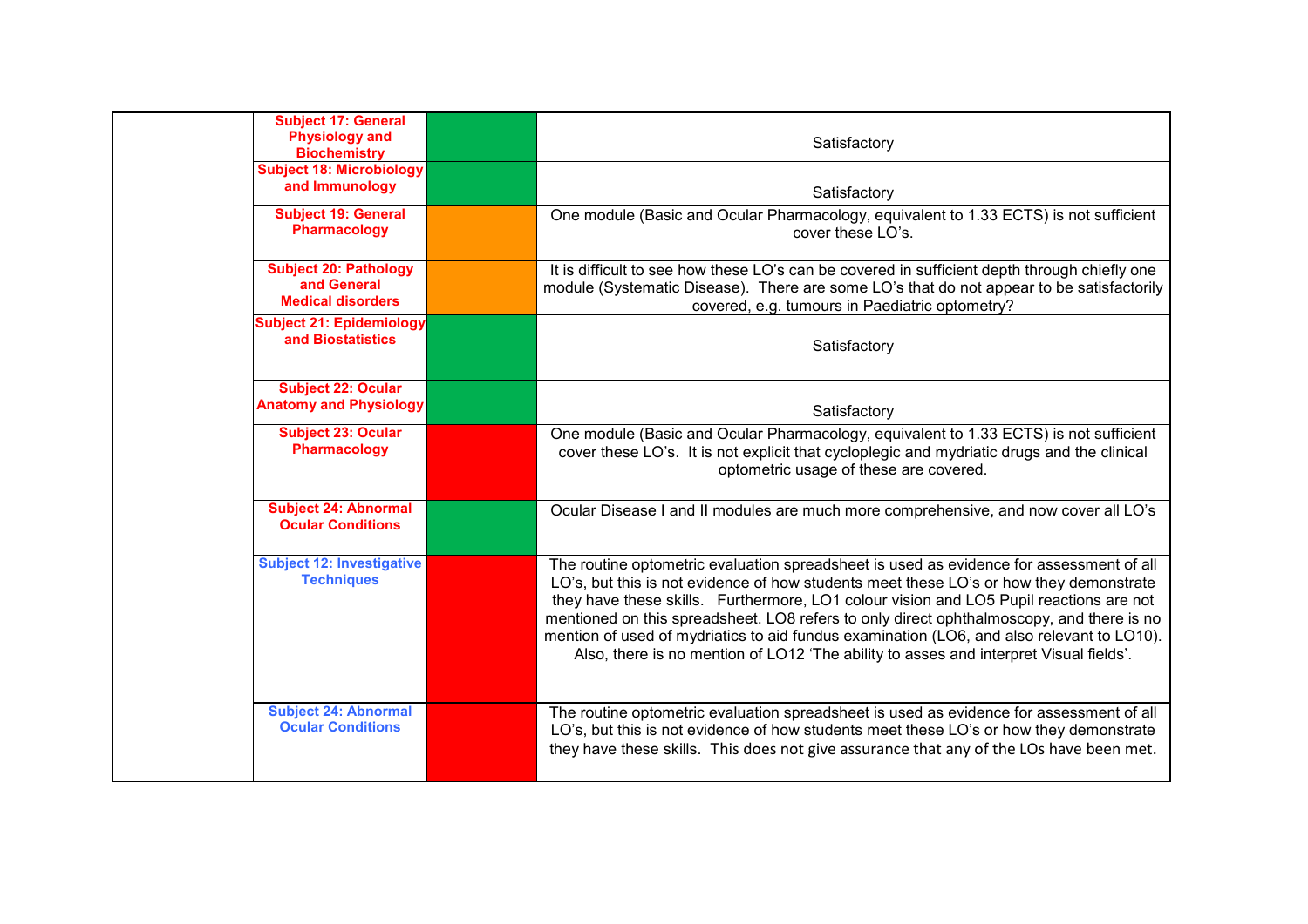| | | | |
|---|---|---|---|
| | **Subject 17: General Physiology and Biochemistry** | | Satisfactory |
| | **Subject 18: Microbiology and Immunology** | | Satisfactory |
| | **Subject 19: General Pharmacology** | | One module (Basic and Ocular Pharmacology, equivalent to 1.33 ECTS) is not sufficient cover these LO's. |
| | **Subject 20: Pathology and General Medical disorders** | | It is difficult to see how these LO's can be covered in sufficient depth through chiefly one module (Systematic Disease). There are some LO's that do not appear to be satisfactorily covered, e.g. tumours in Paediatric optometry? |
| | **Subject 21: Epidemiology and Biostatistics** | | Satisfactory |
| | **Subject 22: Ocular Anatomy and Physiology** | | Satisfactory |
| | **Subject 23: Ocular Pharmacology** | | One module (Basic and Ocular Pharmacology, equivalent to 1.33 ECTS) is not sufficient cover these LO's. It is not explicit that cycloplegic and mydriatic drugs and the clinical optometric usage of these are covered. |
| | **Subject 24: Abnormal Ocular Conditions** | | Ocular Disease I and II modules are much more comprehensive, and now cover all LO's |
| | **Subject 12: Investigative Techniques** | | The routine optometric evaluation spreadsheet is used as evidence for assessment of all LO's, but this is not evidence of how students meet these LO's or how they demonstrate they have these skills. Furthermore, LO1 colour vision and LO5 Pupil reactions are not mentioned on this spreadsheet. LO8 refers to only direct ophthalmoscopy, and there is no mention of used of mydriatics to aid fundus examination (LO6, and also relevant to LO10). Also, there is no mention of LO12 'The ability to asses and interpret Visual fields'. |
| | **Subject 24: Abnormal Ocular Conditions** | | The routine optometric evaluation spreadsheet is used as evidence for assessment of all LO's, but this is not evidence of how students meet these LO's or how they demonstrate they have these skills. This does not give assurance that any of the LOs have been met. |